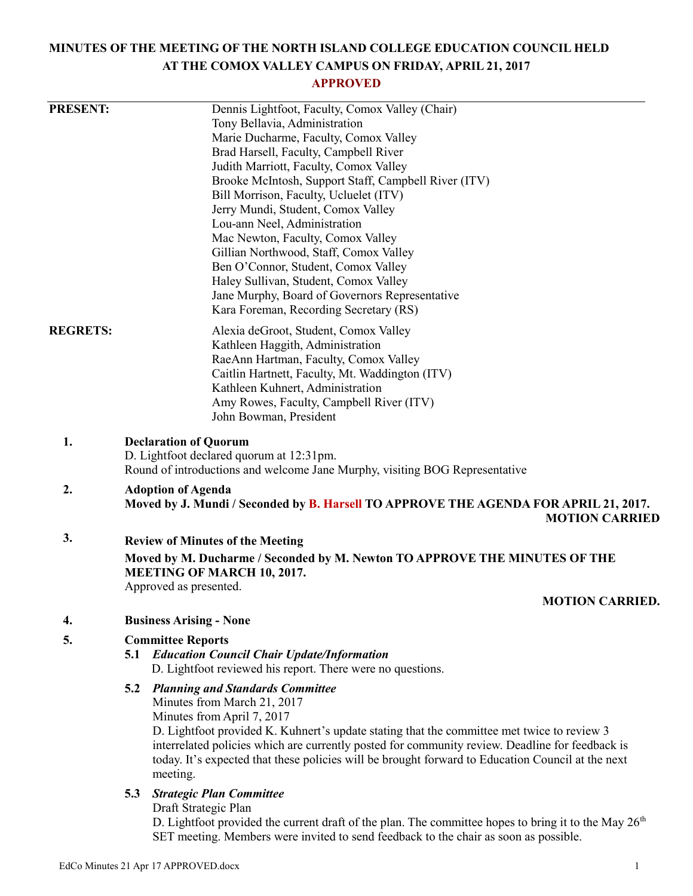# MINUTES OF THE MEETING OF THE NORTH ISLAND COLLEGE EDUCATION COUNCIL HELD AT THE COMOX VALLEY CAMPUS ON FRIDAY, APRIL 21, 2017

**APPROVED**

**PRESENT:**

Dennis Lightfoot, Faculty, Comox Valley (Chair)
Tony Bellavia, Administration
Marie Ducharme, Faculty, Comox Valley
Brad Harsell, Faculty, Campbell River
Judith Marriott, Faculty, Comox Valley
Brooke McIntosh, Support Staff, Campbell River (ITV)
Bill Morrison, Faculty, Ucluelet (ITV)
Jerry Mundi, Student, Comox Valley
Lou-ann Neel, Administration
Mac Newton, Faculty, Comox Valley
Gillian Northwood, Staff, Comox Valley
Ben O'Connor, Student, Comox Valley
Haley Sullivan, Student, Comox Valley
Jane Murphy, Board of Governors Representative
Kara Foreman, Recording Secretary (RS)

**REGRETS:**

Alexia deGroot, Student, Comox Valley
Kathleen Haggith, Administration
RaeAnn Hartman, Faculty, Comox Valley
Caitlin Hartnett, Faculty, Mt. Waddington (ITV)
Kathleen Kuhnert, Administration
Amy Rowes, Faculty, Campbell River (ITV)
John Bowman, President

**1. Declaration of Quorum**

D. Lightfoot declared quorum at 12:31pm.
Round of introductions and welcome Jane Murphy, visiting BOG Representative

**2. Adoption of Agenda**

**Moved by J. Mundi / Seconded by B. Harsell TO APPROVE THE AGENDA FOR APRIL 21, 2017.**

**MOTION CARRIED**

**3. Review of Minutes of the Meeting**

**Moved by M. Ducharme / Seconded by M. Newton TO APPROVE THE MINUTES OF THE MEETING OF MARCH 10, 2017.**

Approved as presented.

**MOTION CARRIED.**

**4. Business Arising - None**

**5. Committee Reports**

**5.1** ***Education Council Chair Update/Information***

D. Lightfoot reviewed his report. There were no questions.

**5.2** ***Planning and Standards Committee***

Minutes from March 21, 2017
Minutes from April 7, 2017
D. Lightfoot provided K. Kuhnert's update stating that the committee met twice to review 3 interrelated policies which are currently posted for community review. Deadline for feedback is today. It's expected that these policies will be brought forward to Education Council at the next meeting.

**5.3** ***Strategic Plan Committee***

Draft Strategic Plan
D. Lightfoot provided the current draft of the plan. The committee hopes to bring it to the May 26th SET meeting. Members were invited to send feedback to the chair as soon as possible.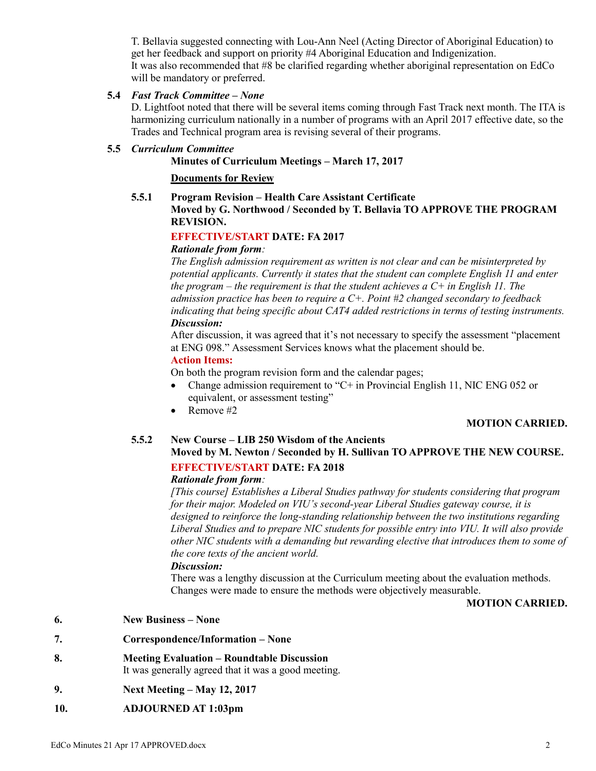T. Bellavia suggested connecting with Lou-Ann Neel (Acting Director of Aboriginal Education) to get her feedback and support on priority #4 Aboriginal Education and Indigenization.
It was also recommended that #8 be clarified regarding whether aboriginal representation on EdCo will be mandatory or preferred.

**5.4** ***Fast Track Committee – None***

D. Lightfoot noted that there will be several items coming through Fast Track next month. The ITA is harmonizing curriculum nationally in a number of programs with an April 2017 effective date, so the Trades and Technical program area is revising several of their programs.

**5.5** ***Curriculum Committee***

**Minutes of Curriculum Meetings – March 17, 2017**

**Documents for Review**

**5.5.1** **Program Revision – Health Care Assistant Certificate**
**Moved by G. Northwood / Seconded by T. Bellavia TO APPROVE THE PROGRAM REVISION.**

**EFFECTIVE/START DATE: FA 2017**

***Rationale from form**:*
*The English admission requirement as written is not clear and can be misinterpreted by potential applicants. Currently it states that the student can complete English 11 and enter the program – the requirement is that the student achieves a C+ in English 11. The admission practice has been to require a C+. Point #2 changed secondary to feedback indicating that being specific about CAT4 added restrictions in terms of testing instruments.*

***Discussion:***
After discussion, it was agreed that it's not necessary to specify the assessment "placement at ENG 098." Assessment Services knows what the placement should be.

**Action Items:**
On both the program revision form and the calendar pages;

- Change admission requirement to "C+ in Provincial English 11, NIC ENG 052 or equivalent, or assessment testing"
- Remove #2

**MOTION CARRIED.**

**5.5.2** **New Course – LIB 250 Wisdom of the Ancients**
**Moved by M. Newton / Seconded by H. Sullivan TO APPROVE THE NEW COURSE.**

**EFFECTIVE/START DATE: FA 2018**

***Rationale from form**:*
*[This course] Establishes a Liberal Studies pathway for students considering that program for their major. Modeled on VIU's second-year Liberal Studies gateway course, it is designed to reinforce the long-standing relationship between the two institutions regarding Liberal Studies and to prepare NIC students for possible entry into VIU. It will also provide other NIC students with a demanding but rewarding elective that introduces them to some of the core texts of the ancient world.*

***Discussion:***
There was a lengthy discussion at the Curriculum meeting about the evaluation methods. Changes were made to ensure the methods were objectively measurable.

**MOTION CARRIED.**

**6.** **New Business – None**

**7.** **Correspondence/Information – None**

**8.** **Meeting Evaluation – Roundtable Discussion**
It was generally agreed that it was a good meeting.

**9.** **Next Meeting – May 12, 2017**

**10.** **ADJOURNED AT 1:03pm**